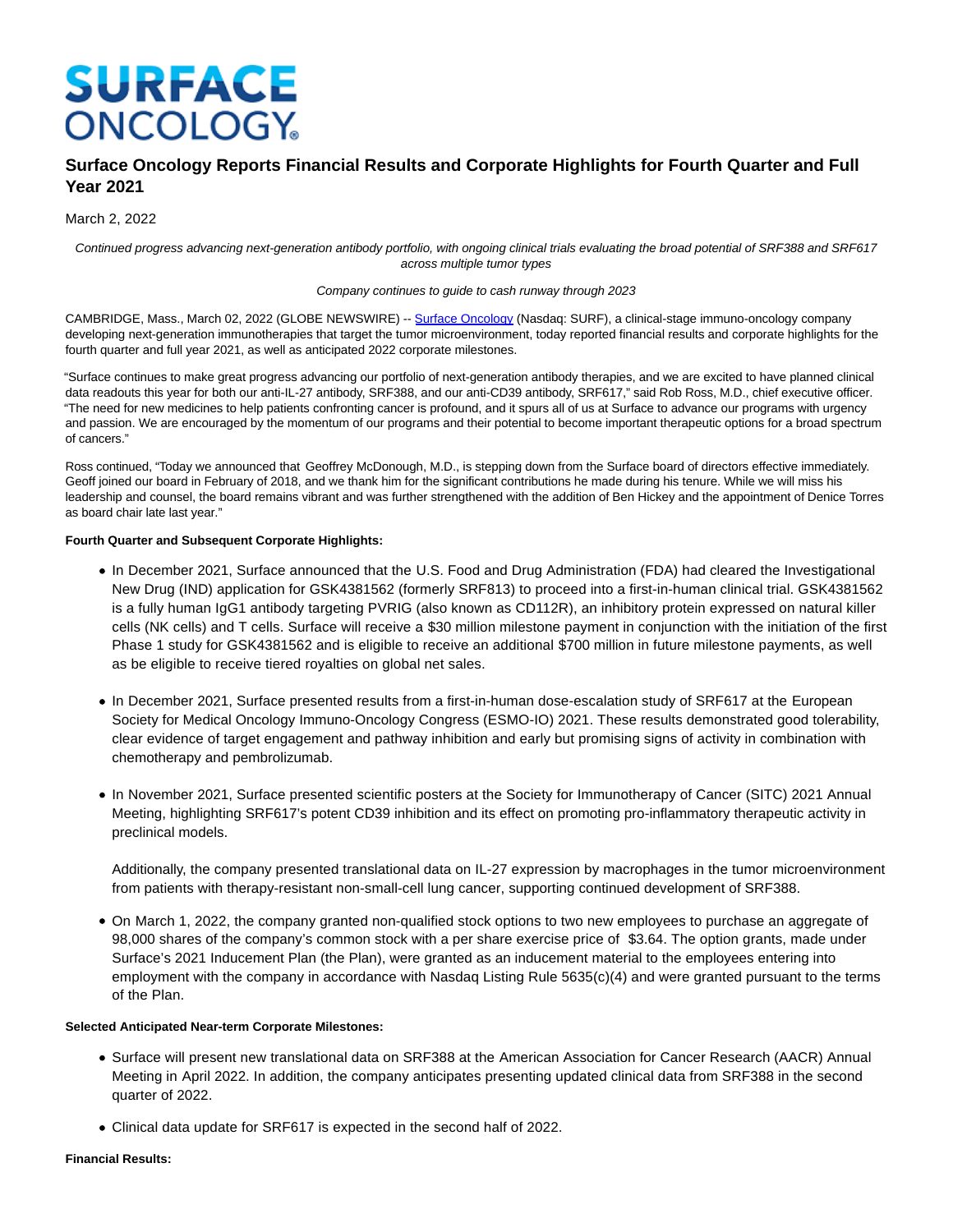# SURFACE ONCOLOGY

## Surface Oncology Reports Financial Results and Corporate Highlights for Fourth Quarter and Full Year 2021

March 2, 2022

*Continued progress advancing next-generation antibody portfolio, with ongoing clinical trials evaluating the broad potential of SRF388 and SRF617 across multiple tumor types*

*Company continues to guide to cash runway through 2023*

CAMBRIDGE, Mass., March 02, 2022 (GLOBE NEWSWIRE) -- Surface Oncology (Nasdaq: SURF), a clinical-stage immuno-oncology company developing next-generation immunotherapies that target the tumor microenvironment, today reported financial results and corporate highlights for the fourth quarter and full year 2021, as well as anticipated 2022 corporate milestones.

"Surface continues to make great progress advancing our portfolio of next-generation antibody therapies, and we are excited to have planned clinical data readouts this year for both our anti-IL-27 antibody, SRF388, and our anti-CD39 antibody, SRF617," said Rob Ross, M.D., chief executive officer. "The need for new medicines to help patients confronting cancer is profound, and it spurs all of us at Surface to advance our programs with urgency and passion. We are encouraged by the momentum of our programs and their potential to become important therapeutic options for a broad spectrum of cancers."

Ross continued, "Today we announced that Geoffrey McDonough, M.D., is stepping down from the Surface board of directors effective immediately. Geoff joined our board in February of 2018, and we thank him for the significant contributions he made during his tenure. While we will miss his leadership and counsel, the board remains vibrant and was further strengthened with the addition of Ben Hickey and the appointment of Denice Torres as board chair late last year."

**Fourth Quarter and Subsequent Corporate Highlights:**

- In December 2021, Surface announced that the U.S. Food and Drug Administration (FDA) had cleared the Investigational New Drug (IND) application for GSK4381562 (formerly SRF813) to proceed into a first-in-human clinical trial. GSK4381562 is a fully human IgG1 antibody targeting PVRIG (also known as CD112R), an inhibitory protein expressed on natural killer cells (NK cells) and T cells. Surface will receive a $30 million milestone payment in conjunction with the initiation of the first Phase 1 study for GSK4381562 and is eligible to receive an additional $700 million in future milestone payments, as well as be eligible to receive tiered royalties on global net sales.

- In December 2021, Surface presented results from a first-in-human dose-escalation study of SRF617 at the European Society for Medical Oncology Immuno-Oncology Congress (ESMO-IO) 2021. These results demonstrated good tolerability, clear evidence of target engagement and pathway inhibition and early but promising signs of activity in combination with chemotherapy and pembrolizumab.

- In November 2021, Surface presented scientific posters at the Society for Immunotherapy of Cancer (SITC) 2021 Annual Meeting, highlighting SRF617's potent CD39 inhibition and its effect on promoting pro-inflammatory therapeutic activity in preclinical models.

  Additionally, the company presented translational data on IL-27 expression by macrophages in the tumor microenvironment from patients with therapy-resistant non-small-cell lung cancer, supporting continued development of SRF388.

- On March 1, 2022, the company granted non-qualified stock options to two new employees to purchase an aggregate of 98,000 shares of the company's common stock with a per share exercise price of $3.64. The option grants, made under Surface's 2021 Inducement Plan (the Plan), were granted as an inducement material to the employees entering into employment with the company in accordance with Nasdaq Listing Rule 5635(c)(4) and were granted pursuant to the terms of the Plan.

**Selected Anticipated Near-term Corporate Milestones:**

- Surface will present new translational data on SRF388 at the American Association for Cancer Research (AACR) Annual Meeting in April 2022. In addition, the company anticipates presenting updated clinical data from SRF388 in the second quarter of 2022.

- Clinical data update for SRF617 is expected in the second half of 2022.

**Financial Results:**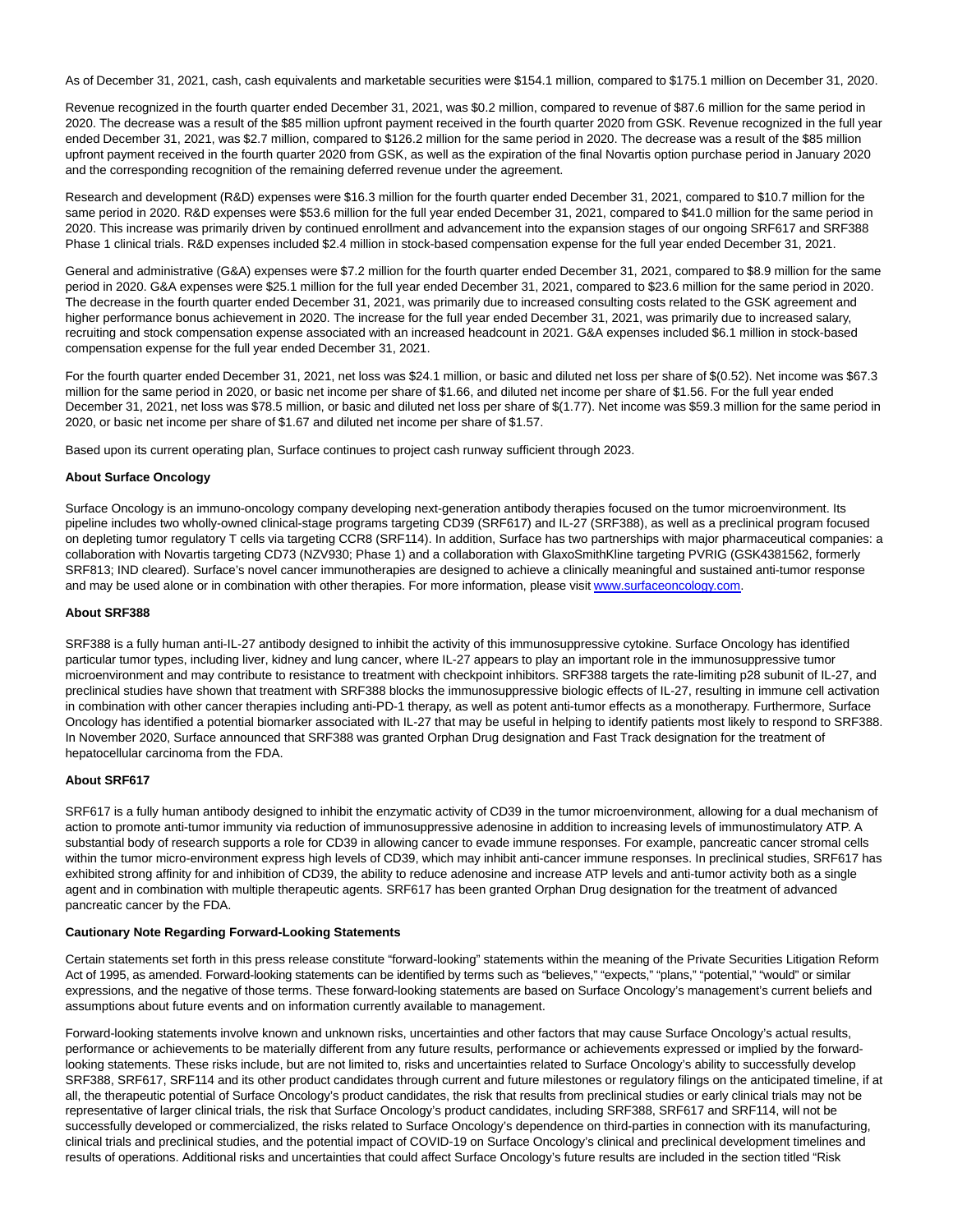As of December 31, 2021, cash, cash equivalents and marketable securities were $154.1 million, compared to $175.1 million on December 31, 2020.

Revenue recognized in the fourth quarter ended December 31, 2021, was $0.2 million, compared to revenue of $87.6 million for the same period in 2020. The decrease was a result of the $85 million upfront payment received in the fourth quarter 2020 from GSK. Revenue recognized in the full year ended December 31, 2021, was $2.7 million, compared to $126.2 million for the same period in 2020. The decrease was a result of the $85 million upfront payment received in the fourth quarter 2020 from GSK, as well as the expiration of the final Novartis option purchase period in January 2020 and the corresponding recognition of the remaining deferred revenue under the agreement.

Research and development (R&D) expenses were $16.3 million for the fourth quarter ended December 31, 2021, compared to $10.7 million for the same period in 2020. R&D expenses were $53.6 million for the full year ended December 31, 2021, compared to $41.0 million for the same period in 2020. This increase was primarily driven by continued enrollment and advancement into the expansion stages of our ongoing SRF617 and SRF388 Phase 1 clinical trials. R&D expenses included $2.4 million in stock-based compensation expense for the full year ended December 31, 2021.

General and administrative (G&A) expenses were $7.2 million for the fourth quarter ended December 31, 2021, compared to $8.9 million for the same period in 2020. G&A expenses were $25.1 million for the full year ended December 31, 2021, compared to $23.6 million for the same period in 2020. The decrease in the fourth quarter ended December 31, 2021, was primarily due to increased consulting costs related to the GSK agreement and higher performance bonus achievement in 2020. The increase for the full year ended December 31, 2021, was primarily due to increased salary, recruiting and stock compensation expense associated with an increased headcount in 2021. G&A expenses included $6.1 million in stock-based compensation expense for the full year ended December 31, 2021.

For the fourth quarter ended December 31, 2021, net loss was $24.1 million, or basic and diluted net loss per share of $(0.52). Net income was $67.3 million for the same period in 2020, or basic net income per share of $1.66, and diluted net income per share of $1.56. For the full year ended December 31, 2021, net loss was $78.5 million, or basic and diluted net loss per share of $(1.77). Net income was $59.3 million for the same period in 2020, or basic net income per share of $1.67 and diluted net income per share of $1.57.

Based upon its current operating plan, Surface continues to project cash runway sufficient through 2023.

**About Surface Oncology**

Surface Oncology is an immuno-oncology company developing next-generation antibody therapies focused on the tumor microenvironment. Its pipeline includes two wholly-owned clinical-stage programs targeting CD39 (SRF617) and IL-27 (SRF388), as well as a preclinical program focused on depleting tumor regulatory T cells via targeting CCR8 (SRF114). In addition, Surface has two partnerships with major pharmaceutical companies: a collaboration with Novartis targeting CD73 (NZV930; Phase 1) and a collaboration with GlaxoSmithKline targeting PVRIG (GSK4381562, formerly SRF813; IND cleared). Surface's novel cancer immunotherapies are designed to achieve a clinically meaningful and sustained anti-tumor response and may be used alone or in combination with other therapies. For more information, please visit [www.surfaceoncology.com](http://www.surfaceoncology.com).

**About SRF388**

SRF388 is a fully human anti-IL-27 antibody designed to inhibit the activity of this immunosuppressive cytokine. Surface Oncology has identified particular tumor types, including liver, kidney and lung cancer, where IL-27 appears to play an important role in the immunosuppressive tumor microenvironment and may contribute to resistance to treatment with checkpoint inhibitors. SRF388 targets the rate-limiting p28 subunit of IL-27, and preclinical studies have shown that treatment with SRF388 blocks the immunosuppressive biologic effects of IL-27, resulting in immune cell activation in combination with other cancer therapies including anti-PD-1 therapy, as well as potent anti-tumor effects as a monotherapy. Furthermore, Surface Oncology has identified a potential biomarker associated with IL-27 that may be useful in helping to identify patients most likely to respond to SRF388. In November 2020, Surface announced that SRF388 was granted Orphan Drug designation and Fast Track designation for the treatment of hepatocellular carcinoma from the FDA.

**About SRF617**

SRF617 is a fully human antibody designed to inhibit the enzymatic activity of CD39 in the tumor microenvironment, allowing for a dual mechanism of action to promote anti-tumor immunity via reduction of immunosuppressive adenosine in addition to increasing levels of immunostimulatory ATP. A substantial body of research supports a role for CD39 in allowing cancer to evade immune responses. For example, pancreatic cancer stromal cells within the tumor micro-environment express high levels of CD39, which may inhibit anti-cancer immune responses. In preclinical studies, SRF617 has exhibited strong affinity for and inhibition of CD39, the ability to reduce adenosine and increase ATP levels and anti-tumor activity both as a single agent and in combination with multiple therapeutic agents. SRF617 has been granted Orphan Drug designation for the treatment of advanced pancreatic cancer by the FDA.

**Cautionary Note Regarding Forward-Looking Statements**

Certain statements set forth in this press release constitute "forward-looking" statements within the meaning of the Private Securities Litigation Reform Act of 1995, as amended. Forward-looking statements can be identified by terms such as "believes," "expects," "plans," "potential," "would" or similar expressions, and the negative of those terms. These forward-looking statements are based on Surface Oncology's management's current beliefs and assumptions about future events and on information currently available to management.

Forward-looking statements involve known and unknown risks, uncertainties and other factors that may cause Surface Oncology's actual results, performance or achievements to be materially different from any future results, performance or achievements expressed or implied by the forward-looking statements. These risks include, but are not limited to, risks and uncertainties related to Surface Oncology's ability to successfully develop SRF388, SRF617, SRF114 and its other product candidates through current and future milestones or regulatory filings on the anticipated timeline, if at all, the therapeutic potential of Surface Oncology's product candidates, the risk that results from preclinical studies or early clinical trials may not be representative of larger clinical trials, the risk that Surface Oncology's product candidates, including SRF388, SRF617 and SRF114, will not be successfully developed or commercialized, the risks related to Surface Oncology's dependence on third-parties in connection with its manufacturing, clinical trials and preclinical studies, and the potential impact of COVID-19 on Surface Oncology's clinical and preclinical development timelines and results of operations. Additional risks and uncertainties that could affect Surface Oncology's future results are included in the section titled "Risk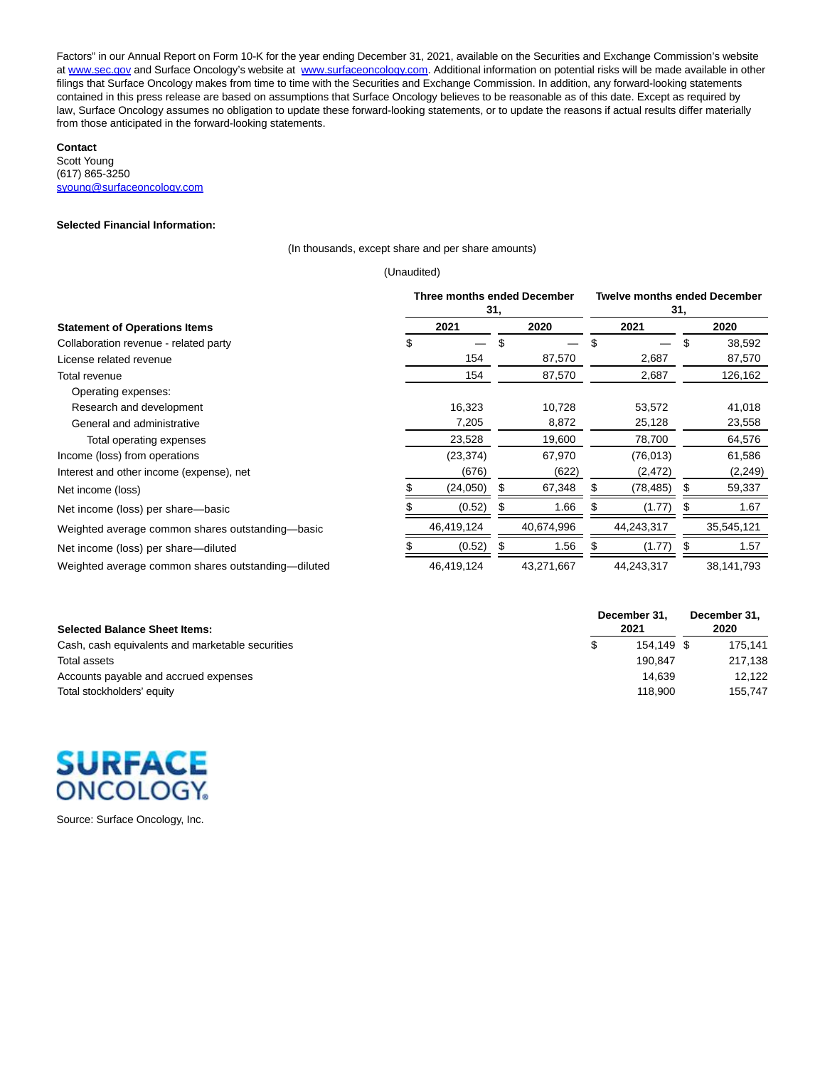Factors" in our Annual Report on Form 10-K for the year ending December 31, 2021, available on the Securities and Exchange Commission's website at www.sec.gov and Surface Oncology's website at www.surfaceoncology.com. Additional information on potential risks will be made available in other filings that Surface Oncology makes from time to time with the Securities and Exchange Commission. In addition, any forward-looking statements contained in this press release are based on assumptions that Surface Oncology believes to be reasonable as of this date. Except as required by law, Surface Oncology assumes no obligation to update these forward-looking statements, or to update the reasons if actual results differ materially from those anticipated in the forward-looking statements.

**Contact**
Scott Young
(617) 865-3250
syoung@surfaceoncology.com

**Selected Financial Information:**

(In thousands, except share and per share amounts)

(Unaudited)

| | Three months ended December 31, | | Twelve months ended December 31, | |
|---|---|---|---|---|
| **Statement of Operations Items** | **2021** | **2020** | **2021** | **2020** |
| Collaboration revenue - related party | $ — | $ — | $ — | $ 38,592 |
| License related revenue | 154 | 87,570 | 2,687 | 87,570 |
| Total revenue | 154 | 87,570 | 2,687 | 126,162 |
| Operating expenses: | | | | |
| Research and development | 16,323 | 10,728 | 53,572 | 41,018 |
| General and administrative | 7,205 | 8,872 | 25,128 | 23,558 |
| Total operating expenses | 23,528 | 19,600 | 78,700 | 64,576 |
| Income (loss) from operations | (23,374) | 67,970 | (76,013) | 61,586 |
| Interest and other income (expense), net | (676) | (622) | (2,472) | (2,249) |
| Net income (loss) | $ (24,050) | $ 67,348 | $ (78,485) | $ 59,337 |
| Net income (loss) per share—basic | $ (0.52) | $ 1.66 | $ (1.77) | $ 1.67 |
| Weighted average common shares outstanding—basic | 46,419,124 | 40,674,996 | 44,243,317 | 35,545,121 |
| Net income (loss) per share—diluted | $ (0.52) | $ 1.56 | $ (1.77) | $ 1.57 |
| Weighted average common shares outstanding—diluted | 46,419,124 | 43,271,667 | 44,243,317 | 38,141,793 |

| **Selected Balance Sheet Items:** | **December 31, 2021** | **December 31, 2020** |
|---|---|---|
| Cash, cash equivalents and marketable securities | $ 154,149 | $ 175,141 |
| Total assets | 190,847 | 217,138 |
| Accounts payable and accrued expenses | 14,639 | 12,122 |
| Total stockholders' equity | 118,900 | 155,747 |

SURFACE ONCOLOGY

Source: Surface Oncology, Inc.